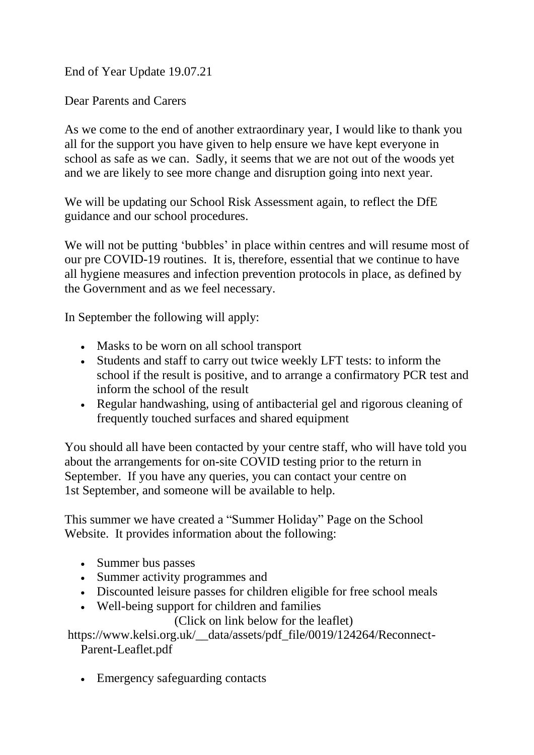End of Year Update 19.07.21

Dear Parents and Carers

As we come to the end of another extraordinary year, I would like to thank you all for the support you have given to help ensure we have kept everyone in school as safe as we can. Sadly, it seems that we are not out of the woods yet and we are likely to see more change and disruption going into next year.

We will be updating our School Risk Assessment again, to reflect the DfE guidance and our school procedures.

We will not be putting 'bubbles' in place within centres and will resume most of our pre COVID-19 routines. It is, therefore, essential that we continue to have all hygiene measures and infection prevention protocols in place, as defined by the Government and as we feel necessary.

In September the following will apply:

- Masks to be worn on all school transport
- Students and staff to carry out twice weekly LFT tests: to inform the school if the result is positive, and to arrange a confirmatory PCR test and inform the school of the result
- Regular handwashing, using of antibacterial gel and rigorous cleaning of frequently touched surfaces and shared equipment

You should all have been contacted by your centre staff, who will have told you about the arrangements for on-site COVID testing prior to the return in September. If you have any queries, you can contact your centre on 1st September, and someone will be available to help.

This summer we have created a "Summer Holiday" Page on the School Website. It provides information about the following:

- Summer bus passes
- Summer activity programmes and
- Discounted leisure passes for children eligible for free school meals
- Well-being support for children and families

(Click on link below for the leaflet)

https://www.kelsi.org.uk/__data/assets/pdf_file/0019/124264/Reconnect-Parent-Leaflet.pdf

- Emergency safeguarding contacts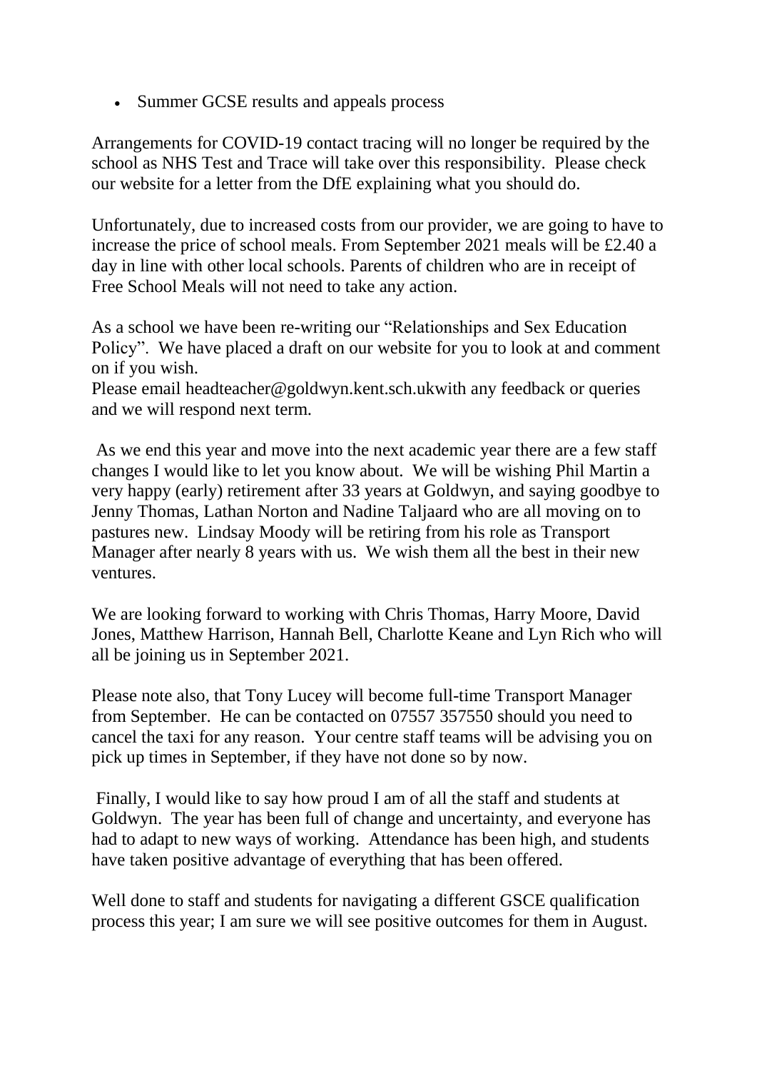- Summer GCSE results and appeals process

Arrangements for COVID-19 contact tracing will no longer be required by the school as NHS Test and Trace will take over this responsibility. Please check our website for a letter from the DfE explaining what you should do.

Unfortunately, due to increased costs from our provider, we are going to have to increase the price of school meals. From September 2021 meals will be £2.40 a day in line with other local schools. Parents of children who are in receipt of Free School Meals will not need to take any action.

As a school we have been re-writing our "Relationships and Sex Education Policy". We have placed a draft on our website for you to look at and comment on if you wish.
Please email headteacher@goldwyn.kent.sch.ukwith any feedback or queries and we will respond next term.

As we end this year and move into the next academic year there are a few staff changes I would like to let you know about. We will be wishing Phil Martin a very happy (early) retirement after 33 years at Goldwyn, and saying goodbye to Jenny Thomas, Lathan Norton and Nadine Taljaard who are all moving on to pastures new. Lindsay Moody will be retiring from his role as Transport Manager after nearly 8 years with us. We wish them all the best in their new ventures.

We are looking forward to working with Chris Thomas, Harry Moore, David Jones, Matthew Harrison, Hannah Bell, Charlotte Keane and Lyn Rich who will all be joining us in September 2021.

Please note also, that Tony Lucey will become full-time Transport Manager from September. He can be contacted on 07557 357550 should you need to cancel the taxi for any reason. Your centre staff teams will be advising you on pick up times in September, if they have not done so by now.

Finally, I would like to say how proud I am of all the staff and students at Goldwyn. The year has been full of change and uncertainty, and everyone has had to adapt to new ways of working. Attendance has been high, and students have taken positive advantage of everything that has been offered.

Well done to staff and students for navigating a different GSCE qualification process this year; I am sure we will see positive outcomes for them in August.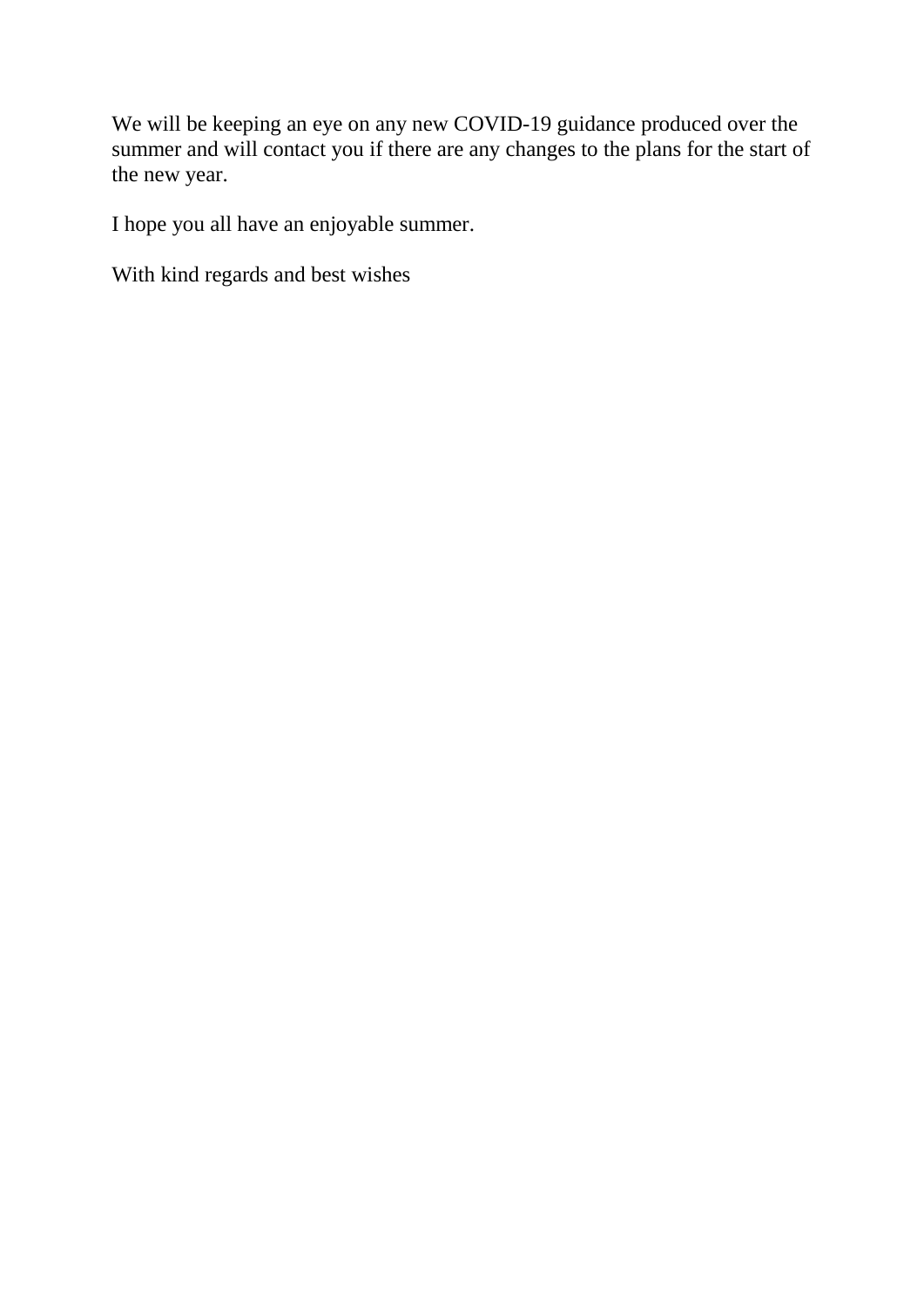We will be keeping an eye on any new COVID-19 guidance produced over the summer and will contact you if there are any changes to the plans for the start of the new year.

I hope you all have an enjoyable summer.

With kind regards and best wishes